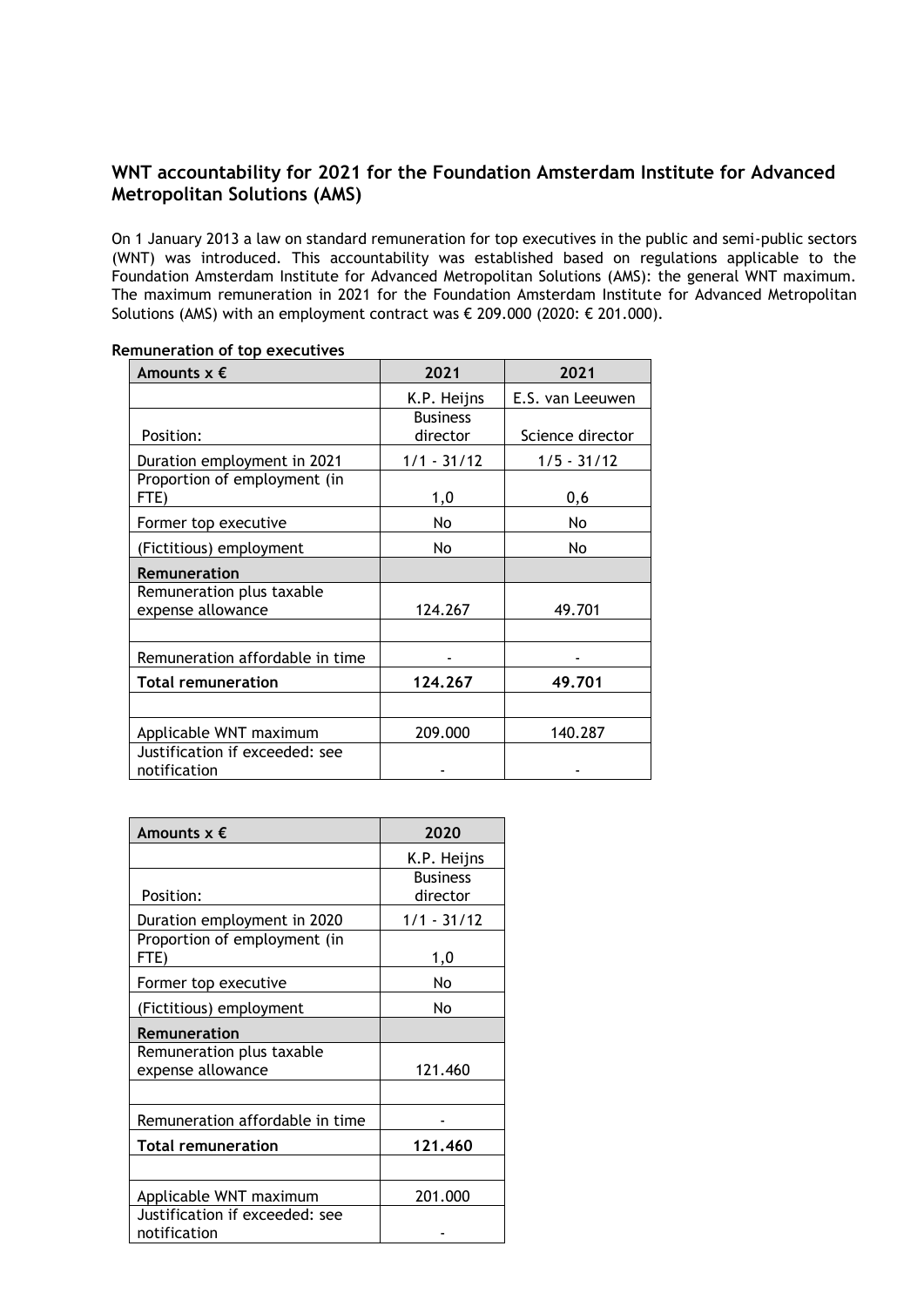## WNT accountability for 2021 for the Foundation Amsterdam Institute for Advanced Metropolitan Solutions (AMS)

On 1 January 2013 a law on standard remuneration for top executives in the public and semi-public sectors (WNT) was introduced. This accountability was established based on regulations applicable to the Foundation Amsterdam Institute for Advanced Metropolitan Solutions (AMS): the general WNT maximum. The maximum remuneration in 2021 for the Foundation Amsterdam Institute for Advanced Metropolitan Solutions (AMS) with an employment contract was € 209.000 (2020: € 201.000).

**Remuneration of top executives**

| Amounts x € | 2021 | 2021 |
|---|---|---|
| | K.P. Heijns | E.S. van Leeuwen |
| Position: | Business director | Science director |
| Duration employment in 2021 | 1/1 - 31/12 | 1/5 - 31/12 |
| Proportion of employment (in FTE) | 1,0 | 0,6 |
| Former top executive | No | No |
| (Fictitious) employment | No | No |
| **Remuneration** | | |
| Remuneration plus taxable expense allowance | 124.267 | 49.701 |
| | | |
| Remuneration affordable in time | - | - |
| **Total remuneration** | **124.267** | **49.701** |
| | | |
| Applicable WNT maximum | 209.000 | 140.287 |
| Justification if exceeded: see notification | - | - |

| Amounts x € | 2020 |
|---|---|
| | K.P. Heijns |
| Position: | Business director |
| Duration employment in 2020 | 1/1 - 31/12 |
| Proportion of employment (in FTE) | 1,0 |
| Former top executive | No |
| (Fictitious) employment | No |
| **Remuneration** | |
| Remuneration plus taxable expense allowance | 121.460 |
| | |
| Remuneration affordable in time | - |
| **Total remuneration** | **121.460** |
| | |
| Applicable WNT maximum | 201.000 |
| Justification if exceeded: see notification | - |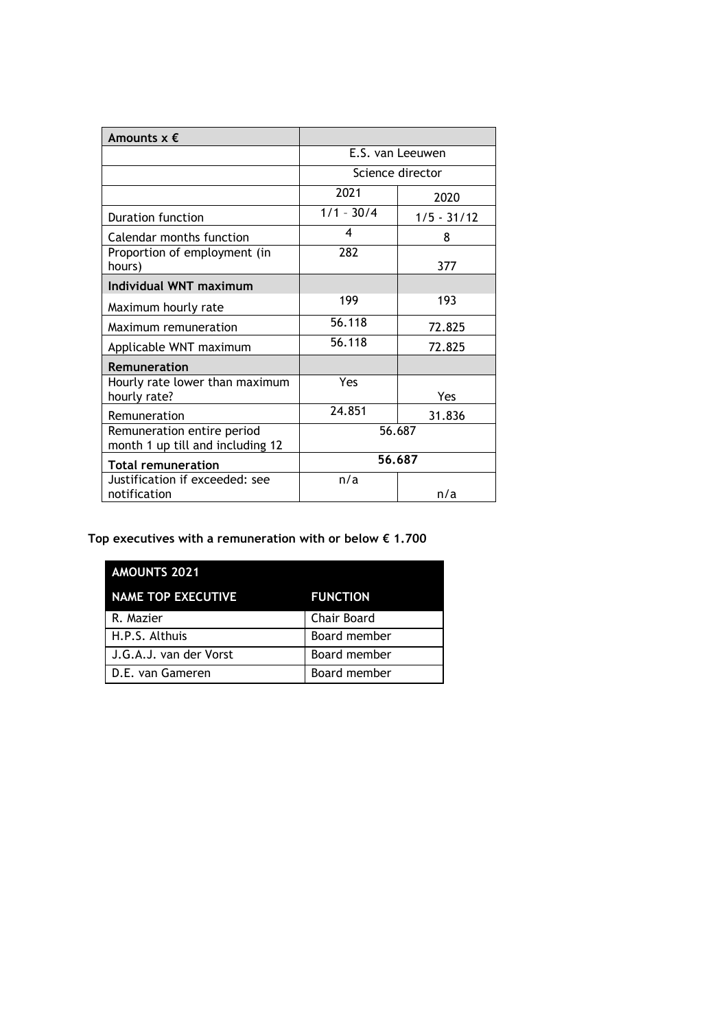| Amounts x € | | |
|---|---|---|
| | E.S. van Leeuwen | |
| | Science director | |
| | 2021 | 2020 |
| Duration function | 1/1 – 30/4 | 1/5 - 31/12 |
| Calendar months function | 4 | 8 |
| Proportion of employment (in hours) | 282 | 377 |
| **Individual WNT maximum** | | |
| Maximum hourly rate | 199 | 193 |
| Maximum remuneration | 56.118 | 72.825 |
| Applicable WNT maximum | 56.118 | 72.825 |
| **Remuneration** | | |
| Hourly rate lower than maximum hourly rate? | Yes | Yes |
| Remuneration | 24.851 | 31.836 |
| Remuneration entire period month 1 up till and including 12 | 56.687 | |
| **Total remuneration** | **56.687** | |
| Justification if exceeded: see notification | n/a | n/a |

**Top executives with a remuneration with or below € 1.700**

| AMOUNTS 2021 | |
|---|---|
| **NAME TOP EXECUTIVE** | **FUNCTION** |
| R. Mazier | Chair Board |
| H.P.S. Althuis | Board member |
| J.G.A.J. van der Vorst | Board member |
| D.E. van Gameren | Board member |